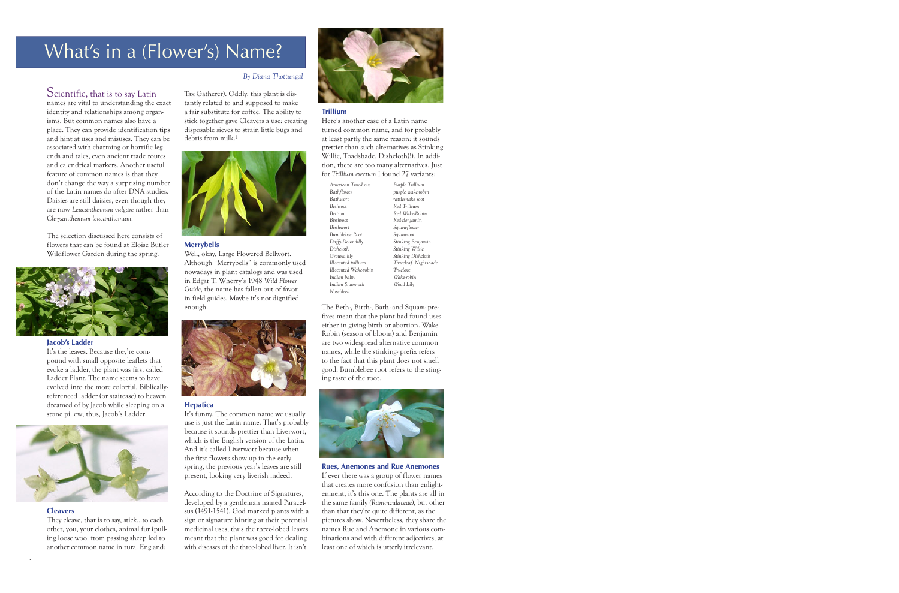# What's in a (Flower's) Name?

*By Diana Thottungal*

Scientific, that is to say Latin names are vital to understanding the exact identity and relationships among organisms. But common names also have a place. They can provide identification tips and hint at uses and misuses. They can be associated with charming or horrific legends and tales, even ancient trade routes and calendrical markers. Another useful feature of common names is that they don't change the way a surprising number of the Latin names do after DNA studies. Daisies are still daisies, even though they are now *Leucanthemum vulgare* rather than *Chrysanthemum leucanthemum*.

The selection discussed here consists of flowers that can be found at Eloise Butler Wildflower Garden during the spring.

### Jacob's Ladder

It's the leaves. Because they're compound with small opposite leaflets that evoke a ladder, the plant was first called Ladder Plant. The name seems to have evolved into the more colorful, Biblically-referenced ladder (or staircase) to heaven dreamed of by Jacob while sleeping on a stone pillow; thus, Jacob's Ladder.

### Cleavers

They cleave, that is to say, stick...to each other, you, your clothes, animal fur (pulling loose wool from passing sheep led to another common name in rural England: Tax Gatherer). Oddly, this plant is distantly related to and supposed to make a fair substitute for coffee. The ability to stick together gave Cleavers a use: creating disposable sieves to strain little bugs and debris from milk.[1]

### Merrybells

Well, okay, Large Flowered Bellwort. Although "Merrybells" is commonly used nowadays in plant catalogs and was used in Edgar T. Wherry's 1948 *Wild Flower Guide*, the name has fallen out of favor in field guides. Maybe it's not dignified enough.

### Hepatica

It's funny. The common name we usually use is just the Latin name. That's probably because it sounds prettier than Liverwort, which is the English version of the Latin. And it's called Liverwort because when the first flowers show up in the early spring, the previous year's leaves are still present, looking very liverish indeed.

According to the Doctrine of Signatures, developed by a gentleman named Paracelsus (1491-1541), God marked plants with a sign or signature hinting at their potential medicinal uses; thus the three-lobed leaves meant that the plant was good for dealing with diseases of the three-lobed liver. It isn't.

### Trillium

Here's another case of a Latin name turned common name, and for probably at least partly the same reason: it sounds prettier than such alternatives as Stinking Willie, Toadshade, Dishcloth(!). In addition, there are too many alternatives. Just for *Trillium erectum* I found 27 variants:

*American True-Love*
*Bathflower*
*Bathwort*
*Bethroot*
*Betroot*
*Birthroot*
*Birthwort*
*Bumblebee Root*
*Daffy-Downdilly*
*Dishcloth*
*Ground lily*
*Ill-scented trillium*
*Ill-scented Wake-robin*
*Indian balm*
*Indian Shamrock*
*Nosebleed*
*Purple Trillium*
*purple wake-robin*
*rattlesnake root*
*Red Trillium*
*Red Wake-Robin*
*Red-Benjamin*
*Squawflower*
*Squawroot*
*Stinking Benjamin*
*Stinking Willie*
*Stinking Dishcloth*
*Threeleaf Nightshade*
*Truelove*
*Wake-robin*
*Wood Lily*

The Beth-, Birth-, Bath- and Squaw- prefixes mean that the plant had found uses either in giving birth or abortion. Wake Robin (season of bloom) and Benjamin are two widespread alternative common names, while the stinking- prefix refers to the fact that this plant does not smell good. Bumblebee root refers to the stinging taste of the root.

### Rues, Anemones and Rue Anemones

If ever there was a group of flower names that creates more confusion than enlightenment, it's this one. The plants are all in the same family *(Ranunculaceae)*, but other than that they're quite different, as the pictures show. Nevertheless, they share the names Rue and Anemone in various combinations and with different adjectives, at least one of which is utterly irrelevant.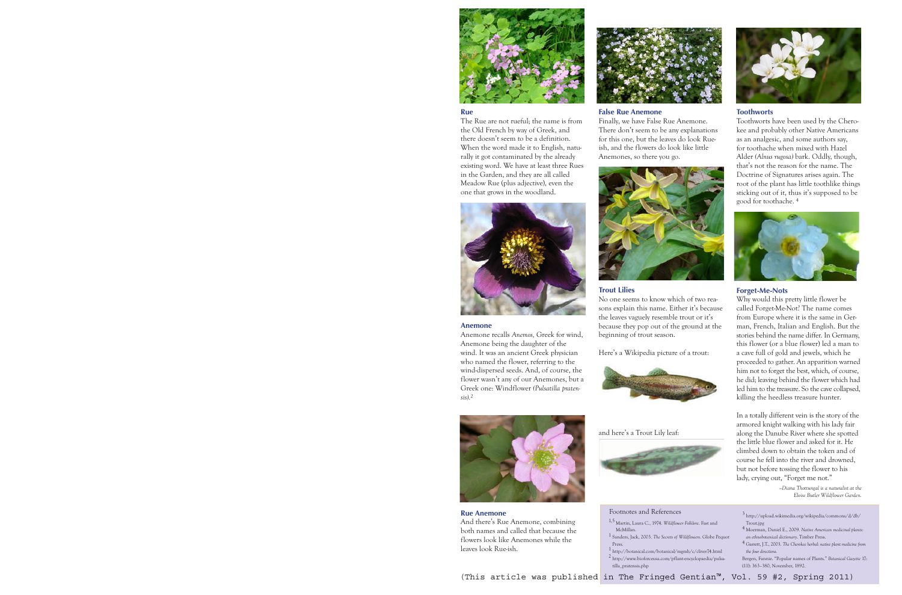### Rue

The Rue are not rueful; the name is from the Old French by way of Greek, and there doesn't seem to be a definition. When the word made it to English, naturally it got contaminated by the already existing word. We have at least three Rues in the Garden, and they are all called Meadow Rue (plus adjective), even the one that grows in the woodland.

### Anemone

Anemone recalls *Anemos*, Greek for wind, Anemone being the daughter of the wind. It was an ancient Greek physician who named the flower, referring to the wind-dispersed seeds. And, of course, the flower wasn't any of our Anemones, but a Greek one: Windflower (*Pulsatilla pratensis*).[2]

### Rue Anemone

And there's Rue Anemone, combining both names and called that because the flowers look like Anemones while the leaves look Rue-ish.

### False Rue Anemone

Finally, we have False Rue Anemone. There don't seem to be any explanations for this one, but the leaves do look Rue-ish, and the flowers do look like little Anemones, so there you go.

### Trout Lilies

No one seems to know which of two reasons explain this name. Either it's because the leaves vaguely resemble trout or it's because they pop out of the ground at the beginning of trout season.

Here's a Wikipedia picture of a trout:

and here's a Trout Lily leaf:

### Toothworts

Toothworts have been used by the Cherokee and probably other Native Americans as an analgesic, and some authors say, for toothache when mixed with Hazel Alder (*Alnus rugosa*) bark. Oddly, though, that's not the reason for the name. The Doctrine of Signatures arises again. The root of the plant has little toothlike things sticking out of it, thus it's supposed to be good for toothache. [4]

### Forget-Me-Nots

Why would this pretty little flower be called Forget-Me-Not? The name comes from Europe where it is the same in German, French, Italian and English. But the stories behind the name differ. In Germany, this flower (or a blue flower) led a man to a cave full of gold and jewels, which he proceeded to gather. An apparition warned him not to forget the best, which, of course, he did; leaving behind the flower which had led him to the treasure. So the cave collapsed, killing the heedless treasure hunter.

In a totally different vein is the story of the armored knight walking with his lady fair along the Danube River where she spotted the little blue flower and asked for it. He climbed down to obtain the token and of course he fell into the river and drowned, but not before tossing the flower to his lady, crying out, "Forget me not."

*–Diana Thottungal is a naturalist at the Eloise Butler Wildflower Garden.*

#### Footnotes and References

[1,5] Martin, Laura C., 1974. *Wildflower Folklore*. Fast and McMillan.

[1] Sanders, Jack, 2003. *The Secrets of Wildflowers*. Globe Pequot Press.

[1] http://botanical.com/botanical/mgmh/c/cliver74.html

[2] http://www.bioforceusa.com/pflant-encyclopedia/pulsatilla_pratensis.php

[3] http://upload.wikimedia.org/wikipedia/commons/d/db/Trout.jpg

[4] Moerman, Daniel E., 2009. *Native American medicinal plants: an ethnobotanical dictionary*. Timber Press.

[4] Garrett, J.T., 2003. *The Cherokee herbal: native plant medicine from the four directions*.

Bergen, Fannie. "Popular names of Plants." *Botanical Gazette* 17: (11): 363–380, November, 1892.

(This article was published in The Fringed Gentian™, Vol. 59 #2, Spring 2011)